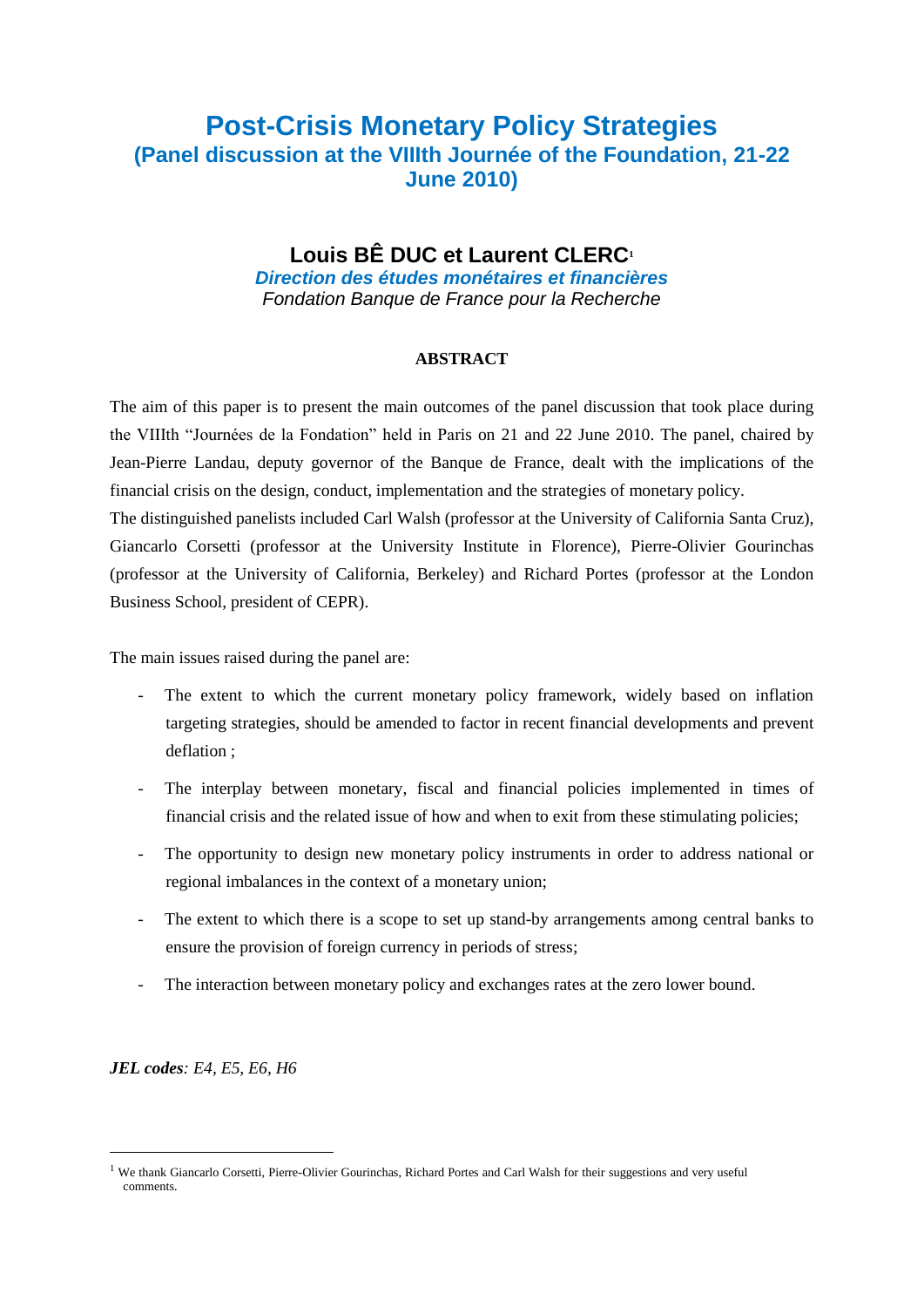# Post-Crisis Monetary Policy Strategies
## (Panel discussion at the VIIIth Journée of the Foundation, 21-22 June 2010)

### Louis BÊ DUC et Laurent CLERC[1]

***Direction des études monétaires et financières***
*Fondation Banque de France pour la Recherche*

**ABSTRACT**

The aim of this paper is to present the main outcomes of the panel discussion that took place during the VIIIth "Journées de la Fondation" held in Paris on 21 and 22 June 2010. The panel, chaired by Jean-Pierre Landau, deputy governor of the Banque de France, dealt with the implications of the financial crisis on the design, conduct, implementation and the strategies of monetary policy.
The distinguished panelists included Carl Walsh (professor at the University of California Santa Cruz), Giancarlo Corsetti (professor at the University Institute in Florence), Pierre-Olivier Gourinchas (professor at the University of California, Berkeley) and Richard Portes (professor at the London Business School, president of CEPR).

The main issues raised during the panel are:

- The extent to which the current monetary policy framework, widely based on inflation targeting strategies, should be amended to factor in recent financial developments and prevent deflation ;
- The interplay between monetary, fiscal and financial policies implemented in times of financial crisis and the related issue of how and when to exit from these stimulating policies;
- The opportunity to design new monetary policy instruments in order to address national or regional imbalances in the context of a monetary union;
- The extent to which there is a scope to set up stand-by arrangements among central banks to ensure the provision of foreign currency in periods of stress;
- The interaction between monetary policy and exchanges rates at the zero lower bound.

***JEL codes**: E4, E5, E6, H6*

[1] We thank Giancarlo Corsetti, Pierre-Olivier Gourinchas, Richard Portes and Carl Walsh for their suggestions and very useful comments.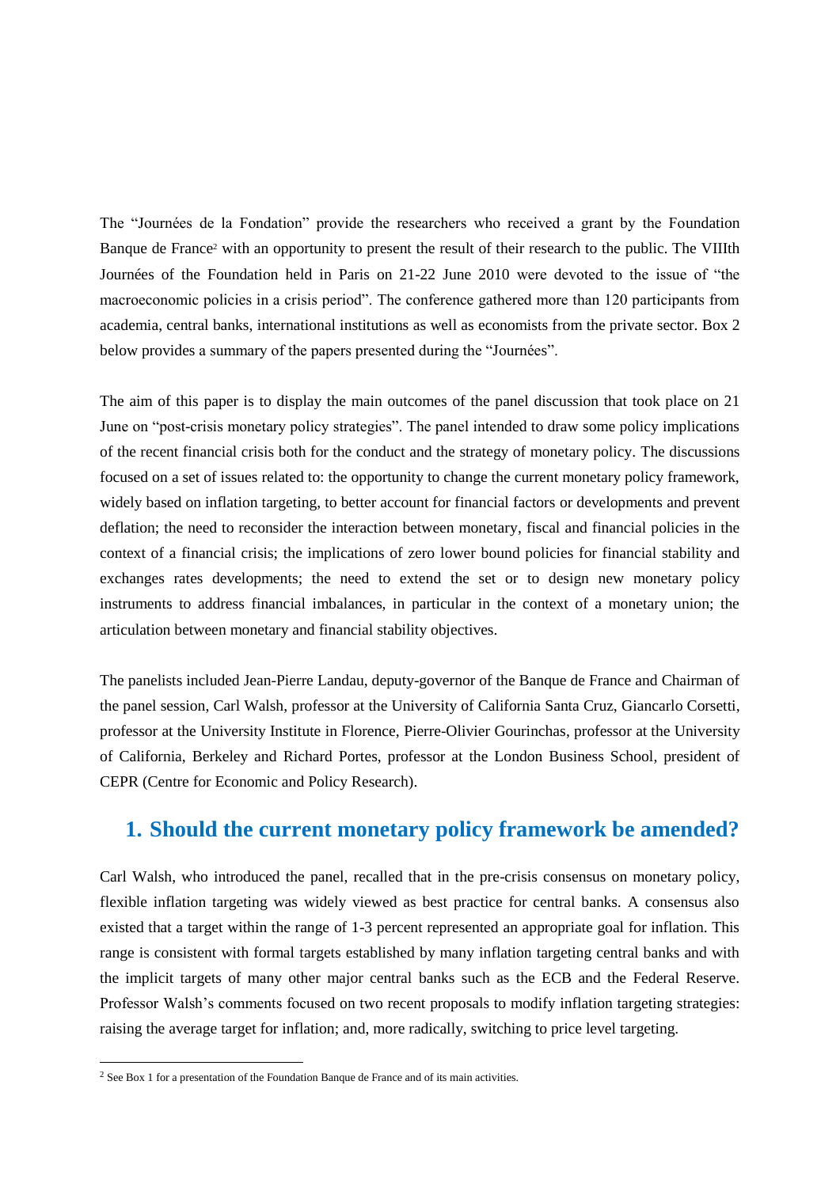The "Journées de la Fondation" provide the researchers who received a grant by the Foundation Banque de France[2] with an opportunity to present the result of their research to the public. The VIIIth Journées of the Foundation held in Paris on 21-22 June 2010 were devoted to the issue of "the macroeconomic policies in a crisis period". The conference gathered more than 120 participants from academia, central banks, international institutions as well as economists from the private sector. Box 2 below provides a summary of the papers presented during the "Journées".

The aim of this paper is to display the main outcomes of the panel discussion that took place on 21 June on "post-crisis monetary policy strategies". The panel intended to draw some policy implications of the recent financial crisis both for the conduct and the strategy of monetary policy. The discussions focused on a set of issues related to: the opportunity to change the current monetary policy framework, widely based on inflation targeting, to better account for financial factors or developments and prevent deflation; the need to reconsider the interaction between monetary, fiscal and financial policies in the context of a financial crisis; the implications of zero lower bound policies for financial stability and exchanges rates developments; the need to extend the set or to design new monetary policy instruments to address financial imbalances, in particular in the context of a monetary union; the articulation between monetary and financial stability objectives.

The panelists included Jean-Pierre Landau, deputy-governor of the Banque de France and Chairman of the panel session, Carl Walsh, professor at the University of California Santa Cruz, Giancarlo Corsetti, professor at the University Institute in Florence, Pierre-Olivier Gourinchas, professor at the University of California, Berkeley and Richard Portes, professor at the London Business School, president of CEPR (Centre for Economic and Policy Research).

## 1. Should the current monetary policy framework be amended?

Carl Walsh, who introduced the panel, recalled that in the pre-crisis consensus on monetary policy, flexible inflation targeting was widely viewed as best practice for central banks. A consensus also existed that a target within the range of 1-3 percent represented an appropriate goal for inflation. This range is consistent with formal targets established by many inflation targeting central banks and with the implicit targets of many other major central banks such as the ECB and the Federal Reserve. Professor Walsh's comments focused on two recent proposals to modify inflation targeting strategies: raising the average target for inflation; and, more radically, switching to price level targeting.

[2] See Box 1 for a presentation of the Foundation Banque de France and of its main activities.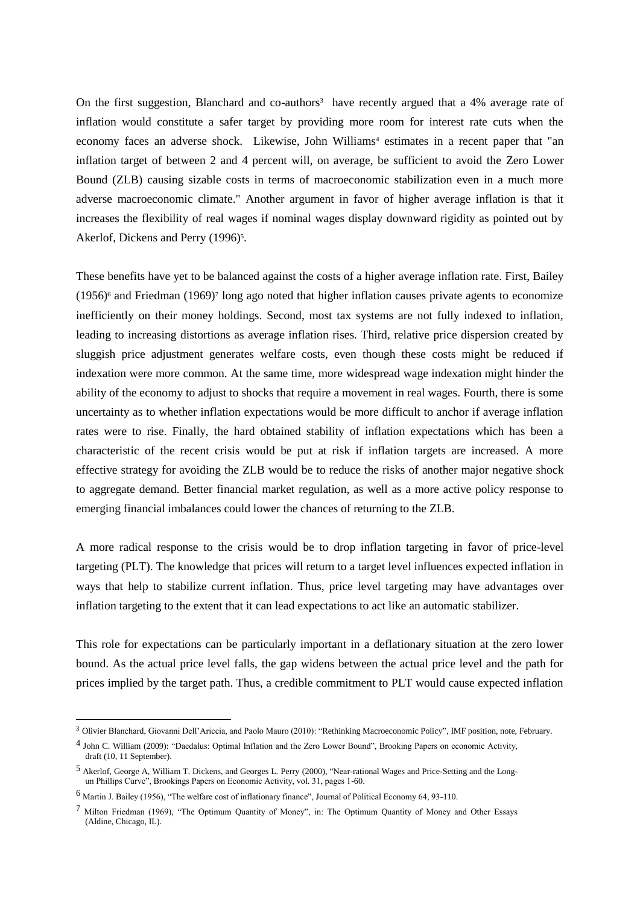On the first suggestion, Blanchard and co-authors[3] have recently argued that a 4% average rate of inflation would constitute a safer target by providing more room for interest rate cuts when the economy faces an adverse shock. Likewise, John Williams[4] estimates in a recent paper that "an inflation target of between 2 and 4 percent will, on average, be sufficient to avoid the Zero Lower Bound (ZLB) causing sizable costs in terms of macroeconomic stabilization even in a much more adverse macroeconomic climate." Another argument in favor of higher average inflation is that it increases the flexibility of real wages if nominal wages display downward rigidity as pointed out by Akerlof, Dickens and Perry (1996)[5].

These benefits have yet to be balanced against the costs of a higher average inflation rate. First, Bailey (1956)[6] and Friedman (1969)[7] long ago noted that higher inflation causes private agents to economize inefficiently on their money holdings. Second, most tax systems are not fully indexed to inflation, leading to increasing distortions as average inflation rises. Third, relative price dispersion created by sluggish price adjustment generates welfare costs, even though these costs might be reduced if indexation were more common. At the same time, more widespread wage indexation might hinder the ability of the economy to adjust to shocks that require a movement in real wages. Fourth, there is some uncertainty as to whether inflation expectations would be more difficult to anchor if average inflation rates were to rise. Finally, the hard obtained stability of inflation expectations which has been a characteristic of the recent crisis would be put at risk if inflation targets are increased. A more effective strategy for avoiding the ZLB would be to reduce the risks of another major negative shock to aggregate demand. Better financial market regulation, as well as a more active policy response to emerging financial imbalances could lower the chances of returning to the ZLB.

A more radical response to the crisis would be to drop inflation targeting in favor of price-level targeting (PLT). The knowledge that prices will return to a target level influences expected inflation in ways that help to stabilize current inflation. Thus, price level targeting may have advantages over inflation targeting to the extent that it can lead expectations to act like an automatic stabilizer.

This role for expectations can be particularly important in a deflationary situation at the zero lower bound. As the actual price level falls, the gap widens between the actual price level and the path for prices implied by the target path. Thus, a credible commitment to PLT would cause expected inflation

---

[3] Olivier Blanchard, Giovanni Dell'Ariccia, and Paolo Mauro (2010): "Rethinking Macroeconomic Policy", IMF position, note, February.

[4] John C. William (2009): "Daedalus: Optimal Inflation and the Zero Lower Bound", Brooking Papers on economic Activity, draft (10, 11 September).

[5] Akerlof, George A, William T. Dickens, and Georges L. Perry (2000), "Near-rational Wages and Price-Setting and the Long-un Phillips Curve", Brookings Papers on Economic Activity, vol. 31, pages 1-60.

[6] Martin J. Bailey (1956), "The welfare cost of inflationary finance", Journal of Political Economy 64, 93-110.

[7] Milton Friedman (1969), "The Optimum Quantity of Money", in: The Optimum Quantity of Money and Other Essays (Aldine, Chicago, IL).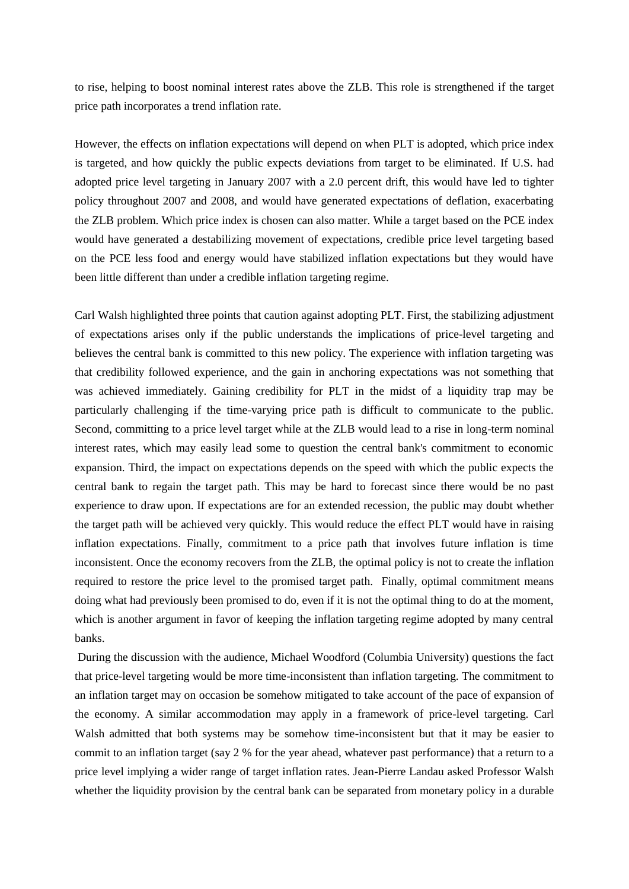to rise, helping to boost nominal interest rates above the ZLB. This role is strengthened if the target price path incorporates a trend inflation rate.

However, the effects on inflation expectations will depend on when PLT is adopted, which price index is targeted, and how quickly the public expects deviations from target to be eliminated. If U.S. had adopted price level targeting in January 2007 with a 2.0 percent drift, this would have led to tighter policy throughout 2007 and 2008, and would have generated expectations of deflation, exacerbating the ZLB problem. Which price index is chosen can also matter. While a target based on the PCE index would have generated a destabilizing movement of expectations, credible price level targeting based on the PCE less food and energy would have stabilized inflation expectations but they would have been little different than under a credible inflation targeting regime.

Carl Walsh highlighted three points that caution against adopting PLT. First, the stabilizing adjustment of expectations arises only if the public understands the implications of price-level targeting and believes the central bank is committed to this new policy. The experience with inflation targeting was that credibility followed experience, and the gain in anchoring expectations was not something that was achieved immediately. Gaining credibility for PLT in the midst of a liquidity trap may be particularly challenging if the time-varying price path is difficult to communicate to the public. Second, committing to a price level target while at the ZLB would lead to a rise in long-term nominal interest rates, which may easily lead some to question the central bank's commitment to economic expansion. Third, the impact on expectations depends on the speed with which the public expects the central bank to regain the target path. This may be hard to forecast since there would be no past experience to draw upon. If expectations are for an extended recession, the public may doubt whether the target path will be achieved very quickly. This would reduce the effect PLT would have in raising inflation expectations. Finally, commitment to a price path that involves future inflation is time inconsistent. Once the economy recovers from the ZLB, the optimal policy is not to create the inflation required to restore the price level to the promised target path. Finally, optimal commitment means doing what had previously been promised to do, even if it is not the optimal thing to do at the moment, which is another argument in favor of keeping the inflation targeting regime adopted by many central banks.

During the discussion with the audience, Michael Woodford (Columbia University) questions the fact that price-level targeting would be more time-inconsistent than inflation targeting. The commitment to an inflation target may on occasion be somehow mitigated to take account of the pace of expansion of the economy. A similar accommodation may apply in a framework of price-level targeting. Carl Walsh admitted that both systems may be somehow time-inconsistent but that it may be easier to commit to an inflation target (say 2 % for the year ahead, whatever past performance) that a return to a price level implying a wider range of target inflation rates. Jean-Pierre Landau asked Professor Walsh whether the liquidity provision by the central bank can be separated from monetary policy in a durable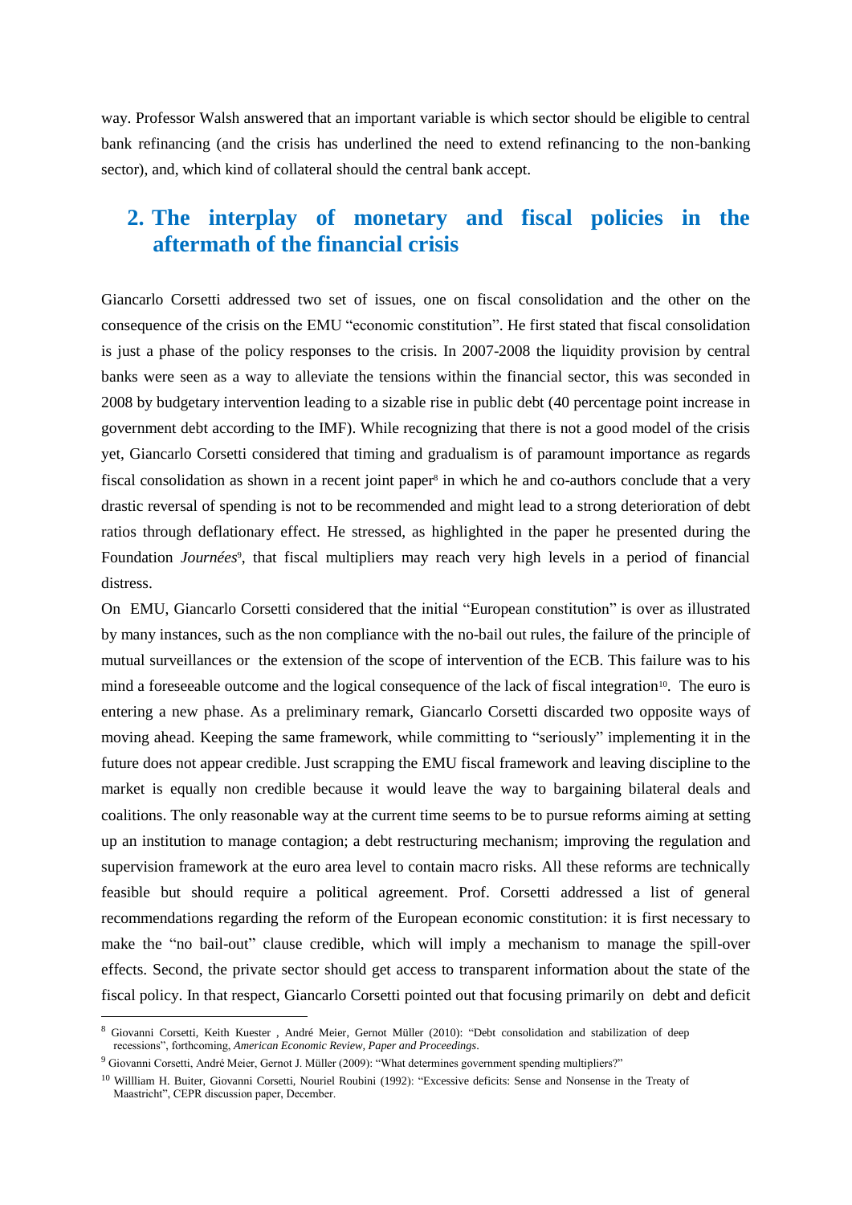way. Professor Walsh answered that an important variable is which sector should be eligible to central bank refinancing (and the crisis has underlined the need to extend refinancing to the non-banking sector), and, which kind of collateral should the central bank accept.

## 2. The interplay of monetary and fiscal policies in the aftermath of the financial crisis

Giancarlo Corsetti addressed two set of issues, one on fiscal consolidation and the other on the consequence of the crisis on the EMU "economic constitution". He first stated that fiscal consolidation is just a phase of the policy responses to the crisis. In 2007-2008 the liquidity provision by central banks were seen as a way to alleviate the tensions within the financial sector, this was seconded in 2008 by budgetary intervention leading to a sizable rise in public debt (40 percentage point increase in government debt according to the IMF). While recognizing that there is not a good model of the crisis yet, Giancarlo Corsetti considered that timing and gradualism is of paramount importance as regards fiscal consolidation as shown in a recent joint paper[8] in which he and co-authors conclude that a very drastic reversal of spending is not to be recommended and might lead to a strong deterioration of debt ratios through deflationary effect. He stressed, as highlighted in the paper he presented during the Foundation *Journées*[9], that fiscal multipliers may reach very high levels in a period of financial distress.

On EMU, Giancarlo Corsetti considered that the initial "European constitution" is over as illustrated by many instances, such as the non compliance with the no-bail out rules, the failure of the principle of mutual surveillances or the extension of the scope of intervention of the ECB. This failure was to his mind a foreseeable outcome and the logical consequence of the lack of fiscal integration[10]. The euro is entering a new phase. As a preliminary remark, Giancarlo Corsetti discarded two opposite ways of moving ahead. Keeping the same framework, while committing to "seriously" implementing it in the future does not appear credible. Just scrapping the EMU fiscal framework and leaving discipline to the market is equally non credible because it would leave the way to bargaining bilateral deals and coalitions. The only reasonable way at the current time seems to be to pursue reforms aiming at setting up an institution to manage contagion; a debt restructuring mechanism; improving the regulation and supervision framework at the euro area level to contain macro risks. All these reforms are technically feasible but should require a political agreement. Prof. Corsetti addressed a list of general recommendations regarding the reform of the European economic constitution: it is first necessary to make the "no bail-out" clause credible, which will imply a mechanism to manage the spill-over effects. Second, the private sector should get access to transparent information about the state of the fiscal policy. In that respect, Giancarlo Corsetti pointed out that focusing primarily on debt and deficit

---

[8] Giovanni Corsetti, Keith Kuester , André Meier, Gernot Müller (2010): "Debt consolidation and stabilization of deep recessions", forthcoming, *American Economic Review, Paper and Proceedings*.

[9] Giovanni Corsetti, André Meier, Gernot J. Müller (2009): "What determines government spending multipliers?"

[10] Willliam H. Buiter, Giovanni Corsetti, Nouriel Roubini (1992): "Excessive deficits: Sense and Nonsense in the Treaty of Maastricht", CEPR discussion paper, December.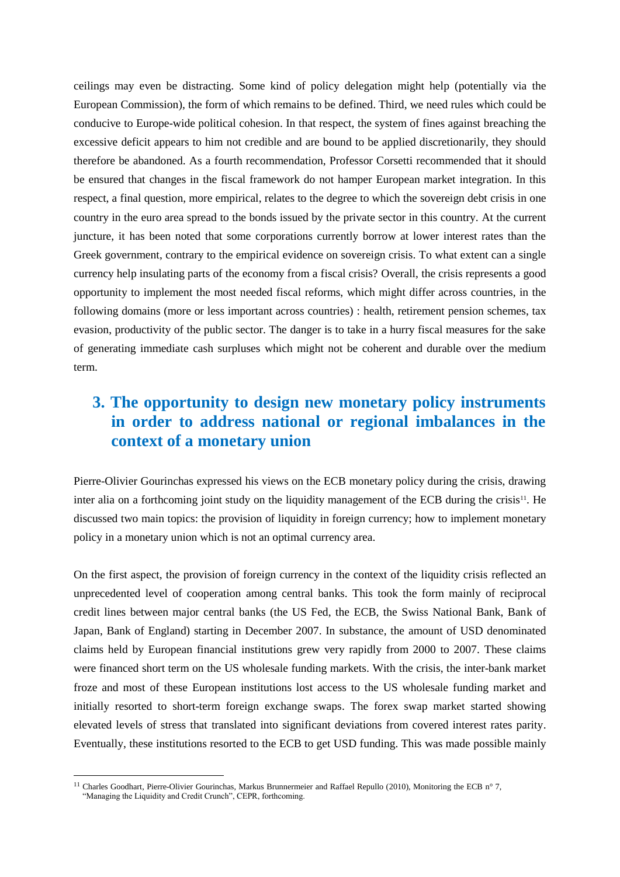ceilings may even be distracting. Some kind of policy delegation might help (potentially via the European Commission), the form of which remains to be defined. Third, we need rules which could be conducive to Europe-wide political cohesion. In that respect, the system of fines against breaching the excessive deficit appears to him not credible and are bound to be applied discretionarily, they should therefore be abandoned. As a fourth recommendation, Professor Corsetti recommended that it should be ensured that changes in the fiscal framework do not hamper European market integration. In this respect, a final question, more empirical, relates to the degree to which the sovereign debt crisis in one country in the euro area spread to the bonds issued by the private sector in this country. At the current juncture, it has been noted that some corporations currently borrow at lower interest rates than the Greek government, contrary to the empirical evidence on sovereign crisis. To what extent can a single currency help insulating parts of the economy from a fiscal crisis? Overall, the crisis represents a good opportunity to implement the most needed fiscal reforms, which might differ across countries, in the following domains (more or less important across countries) : health, retirement pension schemes, tax evasion, productivity of the public sector. The danger is to take in a hurry fiscal measures for the sake of generating immediate cash surpluses which might not be coherent and durable over the medium term.

## 3. The opportunity to design new monetary policy instruments in order to address national or regional imbalances in the context of a monetary union

Pierre-Olivier Gourinchas expressed his views on the ECB monetary policy during the crisis, drawing inter alia on a forthcoming joint study on the liquidity management of the ECB during the crisis[11]. He discussed two main topics: the provision of liquidity in foreign currency; how to implement monetary policy in a monetary union which is not an optimal currency area.

On the first aspect, the provision of foreign currency in the context of the liquidity crisis reflected an unprecedented level of cooperation among central banks. This took the form mainly of reciprocal credit lines between major central banks (the US Fed, the ECB, the Swiss National Bank, Bank of Japan, Bank of England) starting in December 2007. In substance, the amount of USD denominated claims held by European financial institutions grew very rapidly from 2000 to 2007. These claims were financed short term on the US wholesale funding markets. With the crisis, the inter-bank market froze and most of these European institutions lost access to the US wholesale funding market and initially resorted to short-term foreign exchange swaps. The forex swap market started showing elevated levels of stress that translated into significant deviations from covered interest rates parity. Eventually, these institutions resorted to the ECB to get USD funding. This was made possible mainly

[11] Charles Goodhart, Pierre-Olivier Gourinchas, Markus Brunnermeier and Raffael Repullo (2010), Monitoring the ECB n° 7, "Managing the Liquidity and Credit Crunch", CEPR, forthcoming.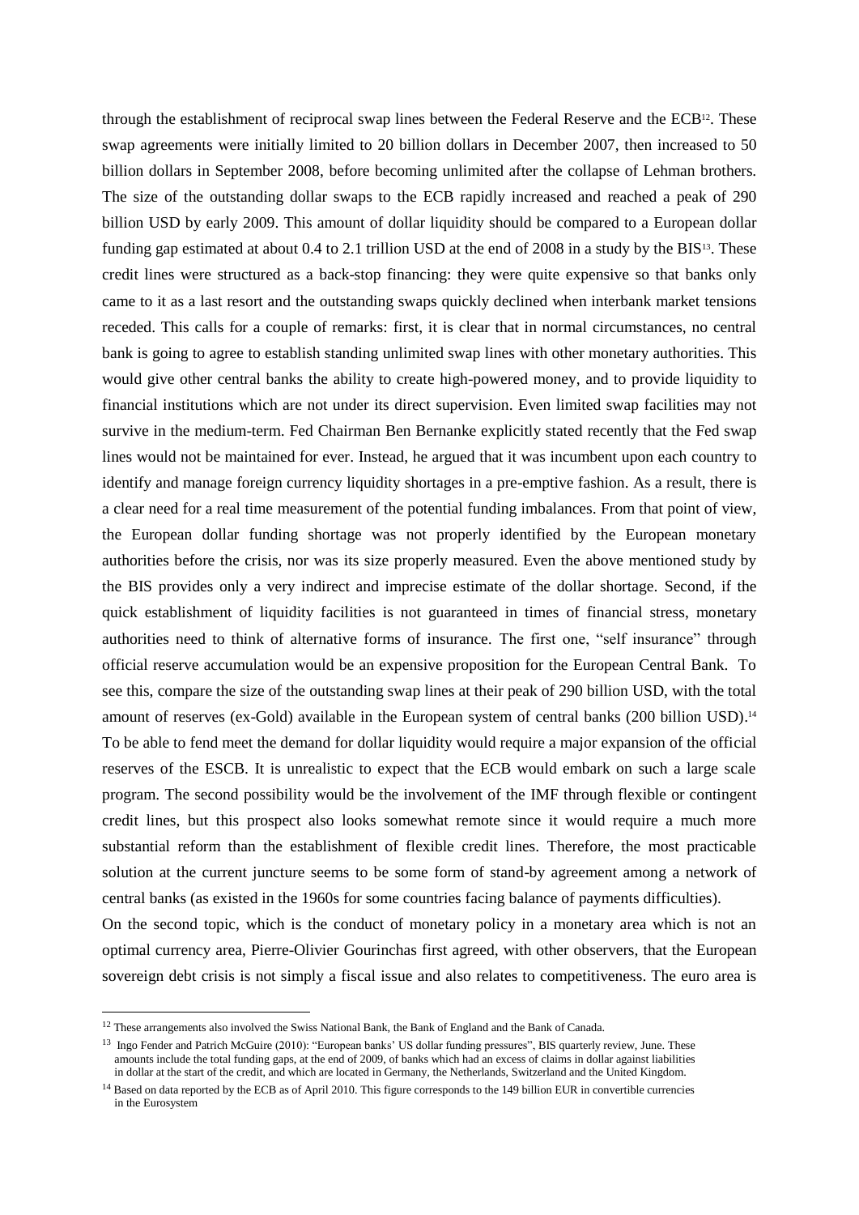through the establishment of reciprocal swap lines between the Federal Reserve and the ECB[12]. These swap agreements were initially limited to 20 billion dollars in December 2007, then increased to 50 billion dollars in September 2008, before becoming unlimited after the collapse of Lehman brothers. The size of the outstanding dollar swaps to the ECB rapidly increased and reached a peak of 290 billion USD by early 2009. This amount of dollar liquidity should be compared to a European dollar funding gap estimated at about 0.4 to 2.1 trillion USD at the end of 2008 in a study by the BIS[13]. These credit lines were structured as a back-stop financing: they were quite expensive so that banks only came to it as a last resort and the outstanding swaps quickly declined when interbank market tensions receded. This calls for a couple of remarks: first, it is clear that in normal circumstances, no central bank is going to agree to establish standing unlimited swap lines with other monetary authorities. This would give other central banks the ability to create high-powered money, and to provide liquidity to financial institutions which are not under its direct supervision. Even limited swap facilities may not survive in the medium-term. Fed Chairman Ben Bernanke explicitly stated recently that the Fed swap lines would not be maintained for ever. Instead, he argued that it was incumbent upon each country to identify and manage foreign currency liquidity shortages in a pre-emptive fashion. As a result, there is a clear need for a real time measurement of the potential funding imbalances. From that point of view, the European dollar funding shortage was not properly identified by the European monetary authorities before the crisis, nor was its size properly measured. Even the above mentioned study by the BIS provides only a very indirect and imprecise estimate of the dollar shortage. Second, if the quick establishment of liquidity facilities is not guaranteed in times of financial stress, monetary authorities need to think of alternative forms of insurance. The first one, "self insurance" through official reserve accumulation would be an expensive proposition for the European Central Bank. To see this, compare the size of the outstanding swap lines at their peak of 290 billion USD, with the total amount of reserves (ex-Gold) available in the European system of central banks (200 billion USD).[14] To be able to fend meet the demand for dollar liquidity would require a major expansion of the official reserves of the ESCB. It is unrealistic to expect that the ECB would embark on such a large scale program. The second possibility would be the involvement of the IMF through flexible or contingent credit lines, but this prospect also looks somewhat remote since it would require a much more substantial reform than the establishment of flexible credit lines. Therefore, the most practicable solution at the current juncture seems to be some form of stand-by agreement among a network of central banks (as existed in the 1960s for some countries facing balance of payments difficulties).

On the second topic, which is the conduct of monetary policy in a monetary area which is not an optimal currency area, Pierre-Olivier Gourinchas first agreed, with other observers, that the European sovereign debt crisis is not simply a fiscal issue and also relates to competitiveness. The euro area is

---

[12] These arrangements also involved the Swiss National Bank, the Bank of England and the Bank of Canada.

[13] Ingo Fender and Patrich McGuire (2010): "European banks' US dollar funding pressures", BIS quarterly review, June. These amounts include the total funding gaps, at the end of 2009, of banks which had an excess of claims in dollar against liabilities in dollar at the start of the credit, and which are located in Germany, the Netherlands, Switzerland and the United Kingdom.

[14] Based on data reported by the ECB as of April 2010. This figure corresponds to the 149 billion EUR in convertible currencies in the Eurosystem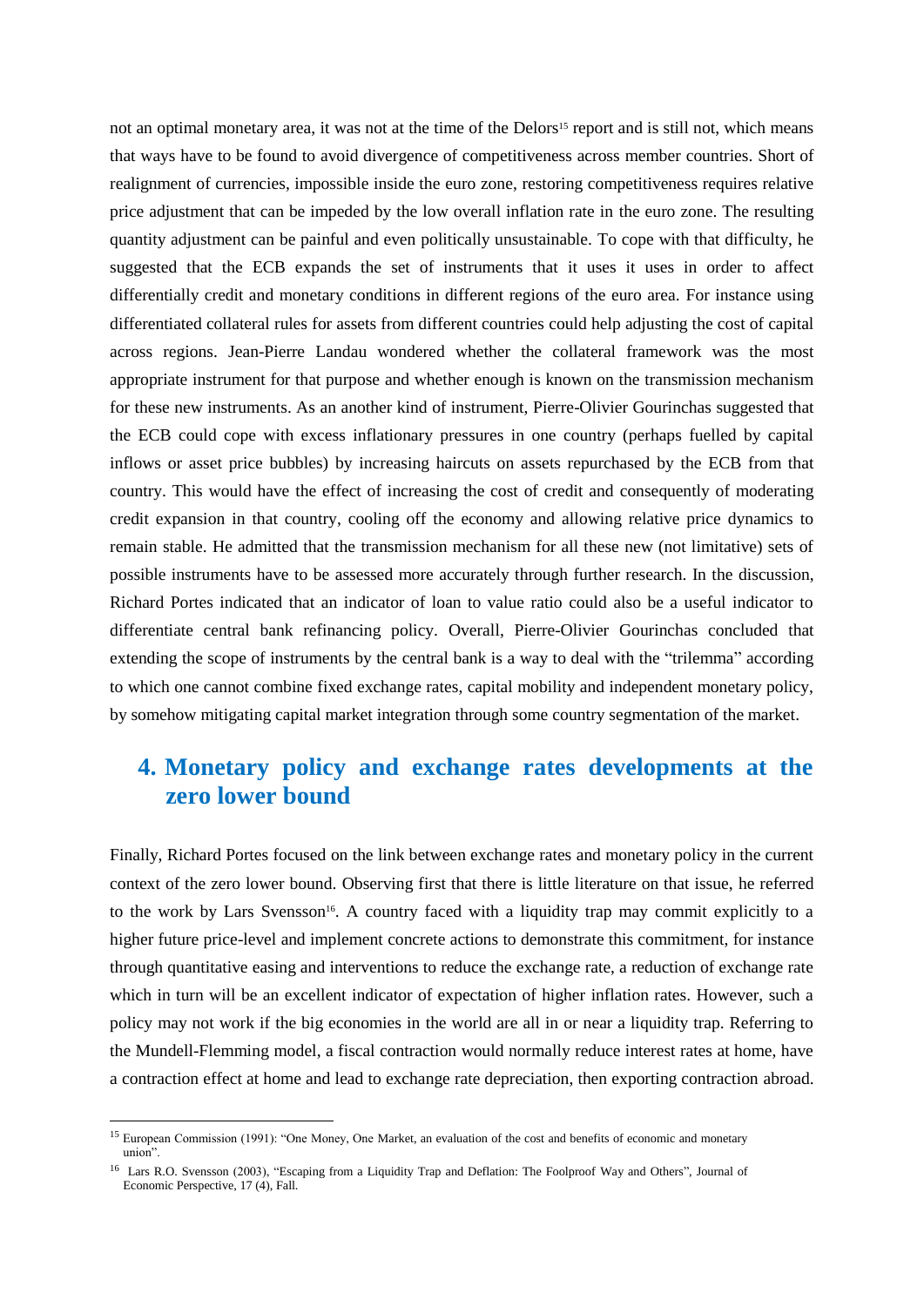not an optimal monetary area, it was not at the time of the Delors[15] report and is still not, which means that ways have to be found to avoid divergence of competitiveness across member countries. Short of realignment of currencies, impossible inside the euro zone, restoring competitiveness requires relative price adjustment that can be impeded by the low overall inflation rate in the euro zone. The resulting quantity adjustment can be painful and even politically unsustainable. To cope with that difficulty, he suggested that the ECB expands the set of instruments that it uses it uses in order to affect differentially credit and monetary conditions in different regions of the euro area. For instance using differentiated collateral rules for assets from different countries could help adjusting the cost of capital across regions. Jean-Pierre Landau wondered whether the collateral framework was the most appropriate instrument for that purpose and whether enough is known on the transmission mechanism for these new instruments. As an another kind of instrument, Pierre-Olivier Gourinchas suggested that the ECB could cope with excess inflationary pressures in one country (perhaps fuelled by capital inflows or asset price bubbles) by increasing haircuts on assets repurchased by the ECB from that country. This would have the effect of increasing the cost of credit and consequently of moderating credit expansion in that country, cooling off the economy and allowing relative price dynamics to remain stable. He admitted that the transmission mechanism for all these new (not limitative) sets of possible instruments have to be assessed more accurately through further research. In the discussion, Richard Portes indicated that an indicator of loan to value ratio could also be a useful indicator to differentiate central bank refinancing policy. Overall, Pierre-Olivier Gourinchas concluded that extending the scope of instruments by the central bank is a way to deal with the "trilemma" according to which one cannot combine fixed exchange rates, capital mobility and independent monetary policy, by somehow mitigating capital market integration through some country segmentation of the market.

## 4. Monetary policy and exchange rates developments at the zero lower bound

Finally, Richard Portes focused on the link between exchange rates and monetary policy in the current context of the zero lower bound. Observing first that there is little literature on that issue, he referred to the work by Lars Svensson[16]. A country faced with a liquidity trap may commit explicitly to a higher future price-level and implement concrete actions to demonstrate this commitment, for instance through quantitative easing and interventions to reduce the exchange rate, a reduction of exchange rate which in turn will be an excellent indicator of expectation of higher inflation rates. However, such a policy may not work if the big economies in the world are all in or near a liquidity trap. Referring to the Mundell-Flemming model, a fiscal contraction would normally reduce interest rates at home, have a contraction effect at home and lead to exchange rate depreciation, then exporting contraction abroad.

---

[15] European Commission (1991): "One Money, One Market, an evaluation of the cost and benefits of economic and monetary union".

[16] Lars R.O. Svensson (2003), "Escaping from a Liquidity Trap and Deflation: The Foolproof Way and Others", Journal of Economic Perspective, 17 (4), Fall.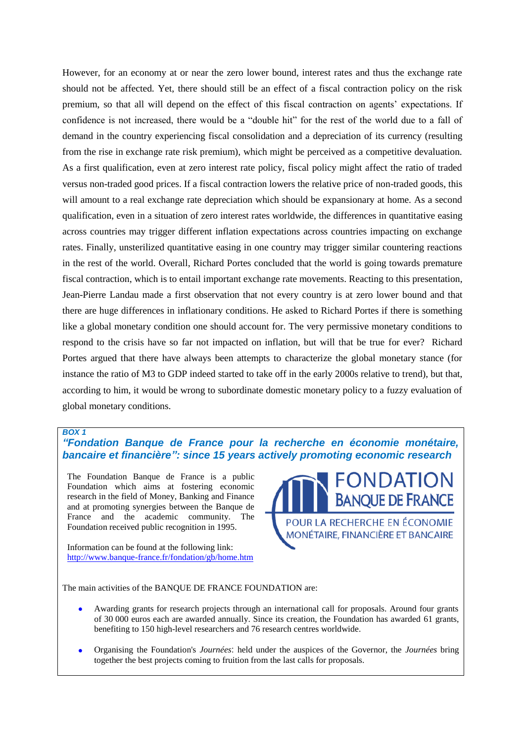However, for an economy at or near the zero lower bound, interest rates and thus the exchange rate should not be affected. Yet, there should still be an effect of a fiscal contraction policy on the risk premium, so that all will depend on the effect of this fiscal contraction on agents' expectations. If confidence is not increased, there would be a "double hit" for the rest of the world due to a fall of demand in the country experiencing fiscal consolidation and a depreciation of its currency (resulting from the rise in exchange rate risk premium), which might be perceived as a competitive devaluation. As a first qualification, even at zero interest rate policy, fiscal policy might affect the ratio of traded versus non-traded good prices. If a fiscal contraction lowers the relative price of non-traded goods, this will amount to a real exchange rate depreciation which should be expansionary at home. As a second qualification, even in a situation of zero interest rates worldwide, the differences in quantitative easing across countries may trigger different inflation expectations across countries impacting on exchange rates. Finally, unsterilized quantitative easing in one country may trigger similar countering reactions in the rest of the world. Overall, Richard Portes concluded that the world is going towards premature fiscal contraction, which is to entail important exchange rate movements. Reacting to this presentation, Jean-Pierre Landau made a first observation that not every country is at zero lower bound and that there are huge differences in inflationary conditions. He asked to Richard Portes if there is something like a global monetary condition one should account for. The very permissive monetary conditions to respond to the crisis have so far not impacted on inflation, but will that be true for ever? Richard Portes argued that there have always been attempts to characterize the global monetary stance (for instance the ratio of M3 to GDP indeed started to take off in the early 2000s relative to trend), but that, according to him, it would be wrong to subordinate domestic monetary policy to a fuzzy evaluation of global monetary conditions.

***BOX 1***

### *"Fondation Banque de France pour la recherche en économie monétaire, bancaire et financière": since 15 years actively promoting economic research*

The Foundation Banque de France is a public Foundation which aims at fostering economic research in the field of Money, Banking and Finance and at promoting synergies between the Banque de France and the academic community. The Foundation received public recognition in 1995.

FONDATION BANQUE DE FRANCE
POUR LA RECHERCHE EN ÉCONOMIE MONÉTAIRE, FINANCIÈRE ET BANCAIRE

Information can be found at the following link: http://www.banque-france.fr/fondation/gb/home.htm

The main activities of the BANQUE DE FRANCE FOUNDATION are:

- Awarding grants for research projects through an international call for proposals. Around four grants of 30 000 euros each are awarded annually. Since its creation, the Foundation has awarded 61 grants, benefiting to 150 high-level researchers and 76 research centres worldwide.
- Organising the Foundation's *Journées*: held under the auspices of the Governor, the *Journées* bring together the best projects coming to fruition from the last calls for proposals.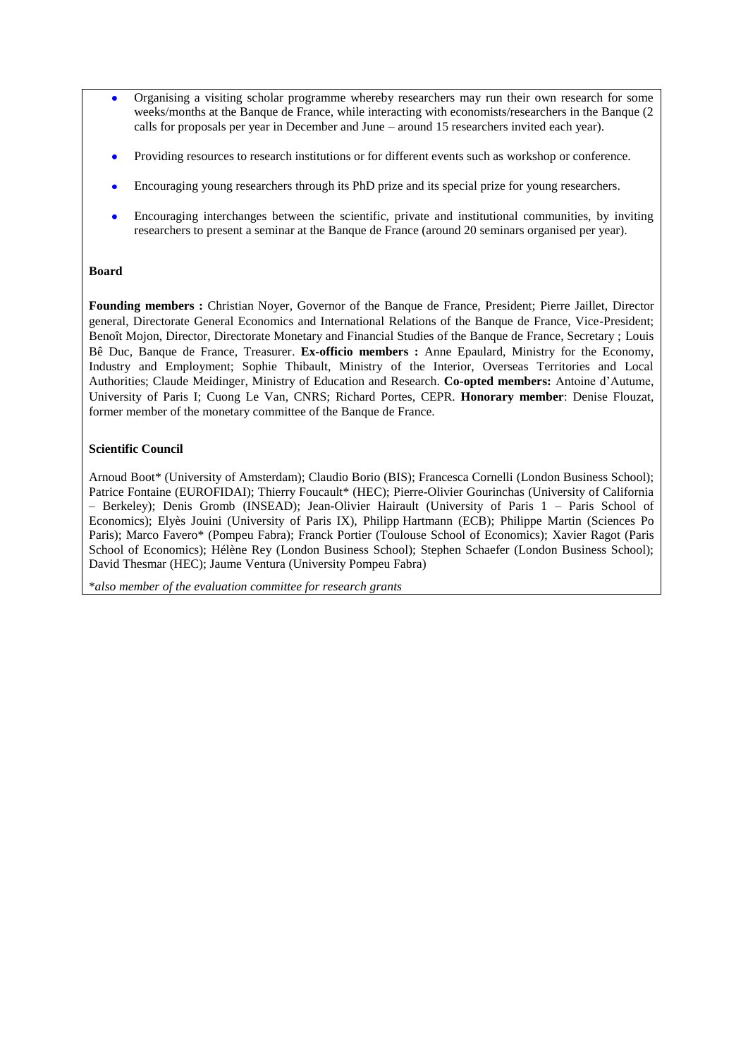- Organising a visiting scholar programme whereby researchers may run their own research for some weeks/months at the Banque de France, while interacting with economists/researchers in the Banque (2 calls for proposals per year in December and June – around 15 researchers invited each year).

- Providing resources to research institutions or for different events such as workshop or conference.

- Encouraging young researchers through its PhD prize and its special prize for young researchers.

- Encouraging interchanges between the scientific, private and institutional communities, by inviting researchers to present a seminar at the Banque de France (around 20 seminars organised per year).

**Board**

**Founding members :** Christian Noyer, Governor of the Banque de France, President; Pierre Jaillet, Director general, Directorate General Economics and International Relations of the Banque de France, Vice-President; Benoît Mojon, Director, Directorate Monetary and Financial Studies of the Banque de France, Secretary ; Louis Bê Duc, Banque de France, Treasurer. **Ex-officio members :** Anne Epaulard, Ministry for the Economy, Industry and Employment; Sophie Thibault, Ministry of the Interior, Overseas Territories and Local Authorities; Claude Meidinger, Ministry of Education and Research. **Co-opted members:** Antoine d'Autume, University of Paris I; Cuong Le Van, CNRS; Richard Portes, CEPR. **Honorary member**: Denise Flouzat, former member of the monetary committee of the Banque de France.

**Scientific Council**

Arnoud Boot* (University of Amsterdam); Claudio Borio (BIS); Francesca Cornelli (London Business School); Patrice Fontaine (EUROFIDAI); Thierry Foucault* (HEC); Pierre-Olivier Gourinchas (University of California – Berkeley); Denis Gromb (INSEAD); Jean-Olivier Hairault (University of Paris 1 – Paris School of Economics); Elyès Jouini (University of Paris IX), Philipp Hartmann (ECB); Philippe Martin (Sciences Po Paris); Marco Favero* (Pompeu Fabra); Franck Portier (Toulouse School of Economics); Xavier Ragot (Paris School of Economics); Hélène Rey (London Business School); Stephen Schaefer (London Business School); David Thesmar (HEC); Jaume Ventura (University Pompeu Fabra)

*\*also member of the evaluation committee for research grants*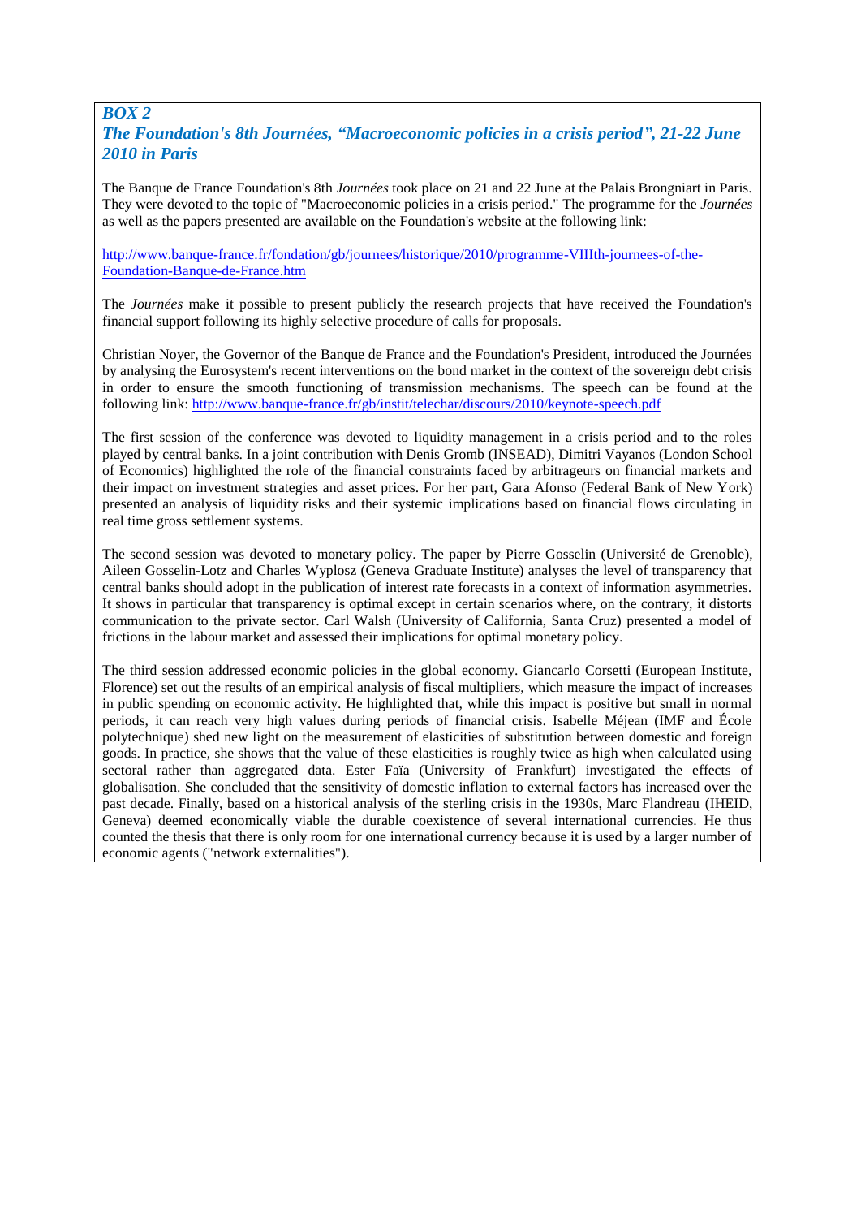### *BOX 2*

### *The Foundation's 8th Journées, "Macroeconomic policies in a crisis period", 21-22 June 2010 in Paris*

The Banque de France Foundation's 8th *Journées* took place on 21 and 22 June at the Palais Brongniart in Paris. They were devoted to the topic of "Macroeconomic policies in a crisis period." The programme for the *Journées* as well as the papers presented are available on the Foundation's website at the following link:

http://www.banque-france.fr/fondation/gb/journees/historique/2010/programme-VIIIth-journees-of-the-Foundation-Banque-de-France.htm

The *Journées* make it possible to present publicly the research projects that have received the Foundation's financial support following its highly selective procedure of calls for proposals.

Christian Noyer, the Governor of the Banque de France and the Foundation's President, introduced the Journées by analysing the Eurosystem's recent interventions on the bond market in the context of the sovereign debt crisis in order to ensure the smooth functioning of transmission mechanisms. The speech can be found at the following link: http://www.banque-france.fr/gb/instit/telechar/discours/2010/keynote-speech.pdf

The first session of the conference was devoted to liquidity management in a crisis period and to the roles played by central banks. In a joint contribution with Denis Gromb (INSEAD), Dimitri Vayanos (London School of Economics) highlighted the role of the financial constraints faced by arbitrageurs on financial markets and their impact on investment strategies and asset prices. For her part, Gara Afonso (Federal Bank of New York) presented an analysis of liquidity risks and their systemic implications based on financial flows circulating in real time gross settlement systems.

The second session was devoted to monetary policy. The paper by Pierre Gosselin (Université de Grenoble), Aileen Gosselin-Lotz and Charles Wyplosz (Geneva Graduate Institute) analyses the level of transparency that central banks should adopt in the publication of interest rate forecasts in a context of information asymmetries. It shows in particular that transparency is optimal except in certain scenarios where, on the contrary, it distorts communication to the private sector. Carl Walsh (University of California, Santa Cruz) presented a model of frictions in the labour market and assessed their implications for optimal monetary policy.

The third session addressed economic policies in the global economy. Giancarlo Corsetti (European Institute, Florence) set out the results of an empirical analysis of fiscal multipliers, which measure the impact of increases in public spending on economic activity. He highlighted that, while this impact is positive but small in normal periods, it can reach very high values during periods of financial crisis. Isabelle Méjean (IMF and École polytechnique) shed new light on the measurement of elasticities of substitution between domestic and foreign goods. In practice, she shows that the value of these elasticities is roughly twice as high when calculated using sectoral rather than aggregated data. Ester Faïa (University of Frankfurt) investigated the effects of globalisation. She concluded that the sensitivity of domestic inflation to external factors has increased over the past decade. Finally, based on a historical analysis of the sterling crisis in the 1930s, Marc Flandreau (IHEID, Geneva) deemed economically viable the durable coexistence of several international currencies. He thus counted the thesis that there is only room for one international currency because it is used by a larger number of economic agents ("network externalities").